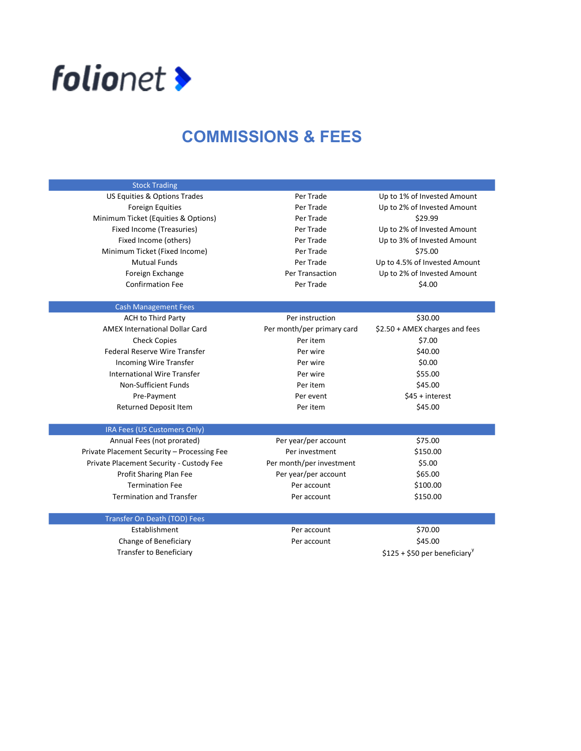folionet

# COMMISSIONS & FEES

| Stock Trading | | |
|---|---|---|
| US Equities & Options Trades | Per Trade | Up to 1% of Invested Amount |
| Foreign Equities | Per Trade | Up to 2% of Invested Amount |
| Minimum Ticket (Equities & Options) | Per Trade | $29.99 |
| Fixed Income (Treasuries) | Per Trade | Up to 2% of Invested Amount |
| Fixed Income (others) | Per Trade | Up to 3% of Invested Amount |
| Minimum Ticket (Fixed Income) | Per Trade | $75.00 |
| Mutual Funds | Per Trade | Up to 4.5% of Invested Amount |
| Foreign Exchange | Per Transaction | Up to 2% of Invested Amount |
| Confirmation Fee | Per Trade | $4.00 |

| Cash Management Fees | | |
|---|---|---|
| ACH to Third Party | Per instruction | $30.00 |
| AMEX International Dollar Card | Per month/per primary card | $2.50 + AMEX charges and fees |
| Check Copies | Per item | $7.00 |
| Federal Reserve Wire Transfer | Per wire | $40.00 |
| Incoming Wire Transfer | Per wire | $0.00 |
| International Wire Transfer | Per wire | $55.00 |
| Non-Sufficient Funds | Per item | $45.00 |
| Pre-Payment | Per event | $45 + interest |
| Returned Deposit Item | Per item | $45.00 |

| IRA Fees (US Customers Only) | | |
|---|---|---|
| Annual Fees (not prorated) | Per year/per account | $75.00 |
| Private Placement Security – Processing Fee | Per investment | $150.00 |
| Private Placement Security - Custody Fee | Per month/per investment | $5.00 |
| Profit Sharing Plan Fee | Per year/per account | $65.00 |
| Termination Fee | Per account | $100.00 |
| Termination and Transfer | Per account | $150.00 |

| Transfer On Death (TOD) Fees | | |
|---|---|---|
| Establishment | Per account | $70.00 |
| Change of Beneficiary | Per account | $45.00 |
| Transfer to Beneficiary | | $125 + $50 per beneficiary[y] |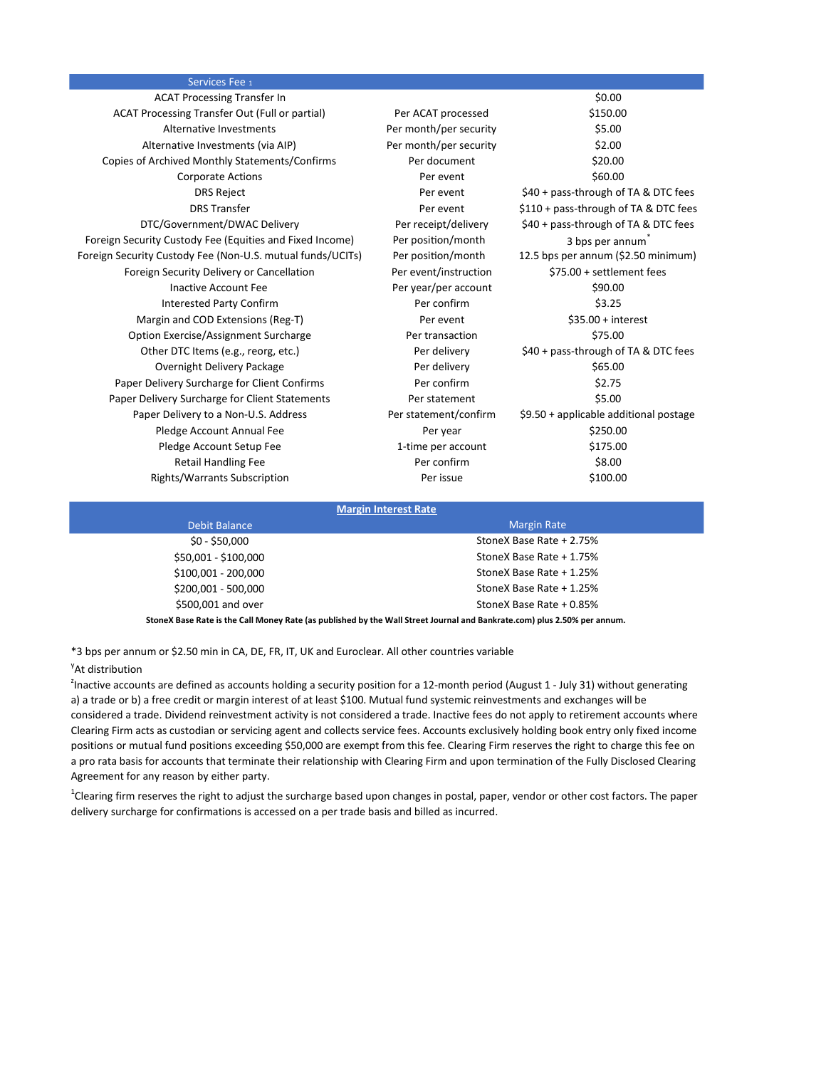| Services Fee [1] | | |
|---|---|---|
| ACAT Processing Transfer In | | $0.00 |
| ACAT Processing Transfer Out (Full or partial) | Per ACAT processed | $150.00 |
| Alternative Investments | Per month/per security | $5.00 |
| Alternative Investments (via AIP) | Per month/per security | $2.00 |
| Copies of Archived Monthly Statements/Confirms | Per document | $20.00 |
| Corporate Actions | Per event | $60.00 |
| DRS Reject | Per event | $40 + pass-through of TA & DTC fees |
| DRS Transfer | Per event | $110 + pass-through of TA & DTC fees |
| DTC/Government/DWAC Delivery | Per receipt/delivery | $40 + pass-through of TA & DTC fees |
| Foreign Security Custody Fee (Equities and Fixed Income) | Per position/month | 3 bps per annum* |
| Foreign Security Custody Fee (Non-U.S. mutual funds/UCITs) | Per position/month | 12.5 bps per annum ($2.50 minimum) |
| Foreign Security Delivery or Cancellation | Per event/instruction | $75.00 + settlement fees |
| Inactive Account Fee | Per year/per account | $90.00 |
| Interested Party Confirm | Per confirm | $3.25 |
| Margin and COD Extensions (Reg-T) | Per event | $35.00 + interest |
| Option Exercise/Assignment Surcharge | Per transaction | $75.00 |
| Other DTC Items (e.g., reorg, etc.) | Per delivery | $40 + pass-through of TA & DTC fees |
| Overnight Delivery Package | Per delivery | $65.00 |
| Paper Delivery Surcharge for Client Confirms | Per confirm | $2.75 |
| Paper Delivery Surcharge for Client Statements | Per statement | $5.00 |
| Paper Delivery to a Non-U.S. Address | Per statement/confirm | $9.50 + applicable additional postage |
| Pledge Account Annual Fee | Per year | $250.00 |
| Pledge Account Setup Fee | 1-time per account | $175.00 |
| Retail Handling Fee | Per confirm | $8.00 |
| Rights/Warrants Subscription | Per issue | $100.00 |

## Margin Interest Rate

| Debit Balance | Margin Rate |
|---|---|
| $0 - $50,000 | StoneX Base Rate + 2.75% |
| $50,001 - $100,000 | StoneX Base Rate + 1.75% |
| $100,001 - 200,000 | StoneX Base Rate + 1.25% |
| $200,001 - 500,000 | StoneX Base Rate + 1.25% |
| $500,001 and over | StoneX Base Rate + 0.85% |

**StoneX Base Rate is the Call Money Rate (as published by the Wall Street Journal and Bankrate.com) plus 2.50% per annum.**

*3 bps per annum or $2.50 min in CA, DE, FR, IT, UK and Euroclear. All other countries variable

[y]At distribution

[z]Inactive accounts are defined as accounts holding a security position for a 12-month period (August 1 - July 31) without generating a) a trade or b) a free credit or margin interest of at least $100. Mutual fund systemic reinvestments and exchanges will be considered a trade. Dividend reinvestment activity is not considered a trade. Inactive fees do not apply to retirement accounts where Clearing Firm acts as custodian or servicing agent and collects service fees. Accounts exclusively holding book entry only fixed income positions or mutual fund positions exceeding $50,000 are exempt from this fee. Clearing Firm reserves the right to charge this fee on a pro rata basis for accounts that terminate their relationship with Clearing Firm and upon termination of the Fully Disclosed Clearing Agreement for any reason by either party.

[1]Clearing firm reserves the right to adjust the surcharge based upon changes in postal, paper, vendor or other cost factors. The paper delivery surcharge for confirmations is accessed on a per trade basis and billed as incurred.